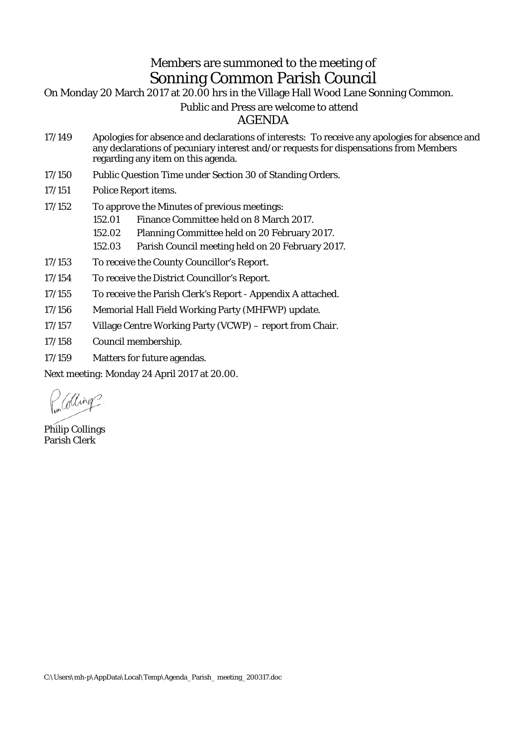Members are summoned to the meeting of

# Sonning Common Parish Council

On Monday 20 March 2017 at 20.00 hrs in the Village Hall Wood Lane Sonning Common.

Public and Press are welcome to attend

## AGENDA

17/149 Apologies for absence and declarations of interests: To receive any apologies for absence and any declarations of pecuniary interest and/or requests for dispensations from Members regarding any item on this agenda.

17/150 Public Question Time under Section 30 of Standing Orders.

17/151 Police Report items.

17/152 To approve the Minutes of previous meetings:

- 152.01 Finance Committee held on 8 March 2017.
- 152.02 Planning Committee held on 20 February 2017.
- 152.03 Parish Council meeting held on 20 February 2017.

17/153 To receive the County Councillor's Report.

17/154 To receive the District Councillor's Report.

17/155 To receive the Parish Clerk's Report - Appendix A attached.

17/156 Memorial Hall Field Working Party (MHFWP) update.

17/157 Village Centre Working Party (VCWP) – report from Chair.

17/158 Council membership.

17/159 Matters for future agendas.

Next meeting: Monday 24 April 2017 at 20.00.

Philip Collings
Parish Clerk

C:\Users\mh-p\AppData\Local\Temp\Agenda_Parish_ meeting_200317.doc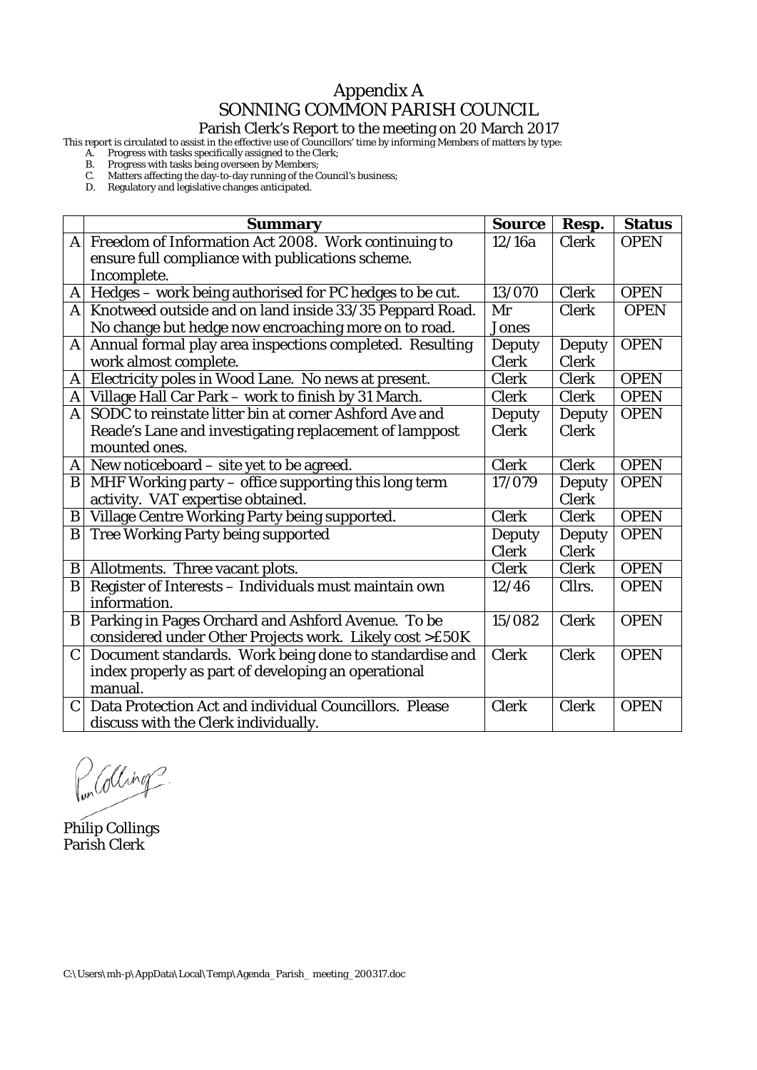# Appendix A
# SONNING COMMON PARISH COUNCIL
## Parish Clerk's Report to the meeting on 20 March 2017

This report is circulated to assist in the effective use of Councillors' time by informing Members of matters by type:

A. Progress with tasks specifically assigned to the Clerk;
B. Progress with tasks being overseen by Members;
C. Matters affecting the day-to-day running of the Council's business;
D. Regulatory and legislative changes anticipated.

| | Summary | Source | Resp. | Status |
|---|---|---|---|---|
| A | Freedom of Information Act 2008. Work continuing to ensure full compliance with publications scheme. Incomplete. | 12/16a | Clerk | OPEN |
| A | Hedges – work being authorised for PC hedges to be cut. | 13/070 | Clerk | OPEN |
| A | Knotweed outside and on land inside 33/35 Peppard Road. No change but hedge now encroaching more on to road. | Mr Jones | Clerk | OPEN |
| A | Annual formal play area inspections completed. Resulting work almost complete. | Deputy Clerk | Deputy Clerk | OPEN |
| A | Electricity poles in Wood Lane. No news at present. | Clerk | Clerk | OPEN |
| A | Village Hall Car Park – work to finish by 31 March. | Clerk | Clerk | OPEN |
| A | SODC to reinstate litter bin at corner Ashford Ave and Reade's Lane and investigating replacement of lamppost mounted ones. | Deputy Clerk | Deputy Clerk | OPEN |
| A | New noticeboard – site yet to be agreed. | Clerk | Clerk | OPEN |
| B | MHF Working party – office supporting this long term activity. VAT expertise obtained. | 17/079 | Deputy Clerk | OPEN |
| B | Village Centre Working Party being supported. | Clerk | Clerk | OPEN |
| B | Tree Working Party being supported | Deputy Clerk | Deputy Clerk | OPEN |
| B | Allotments. Three vacant plots. | Clerk | Clerk | OPEN |
| B | Register of Interests – Individuals must maintain own information. | 12/46 | Cllrs. | OPEN |
| B | Parking in Pages Orchard and Ashford Avenue. To be considered under Other Projects work. Likely cost >£50K | 15/082 | Clerk | OPEN |
| C | Document standards. Work being done to standardise and index properly as part of developing an operational manual. | Clerk | Clerk | OPEN |
| C | Data Protection Act and individual Councillors. Please discuss with the Clerk individually. | Clerk | Clerk | OPEN |

Philip Collings
Parish Clerk

C:\Users\mh-p\AppData\Local\Temp\Agenda_Parish_ meeting_200317.doc